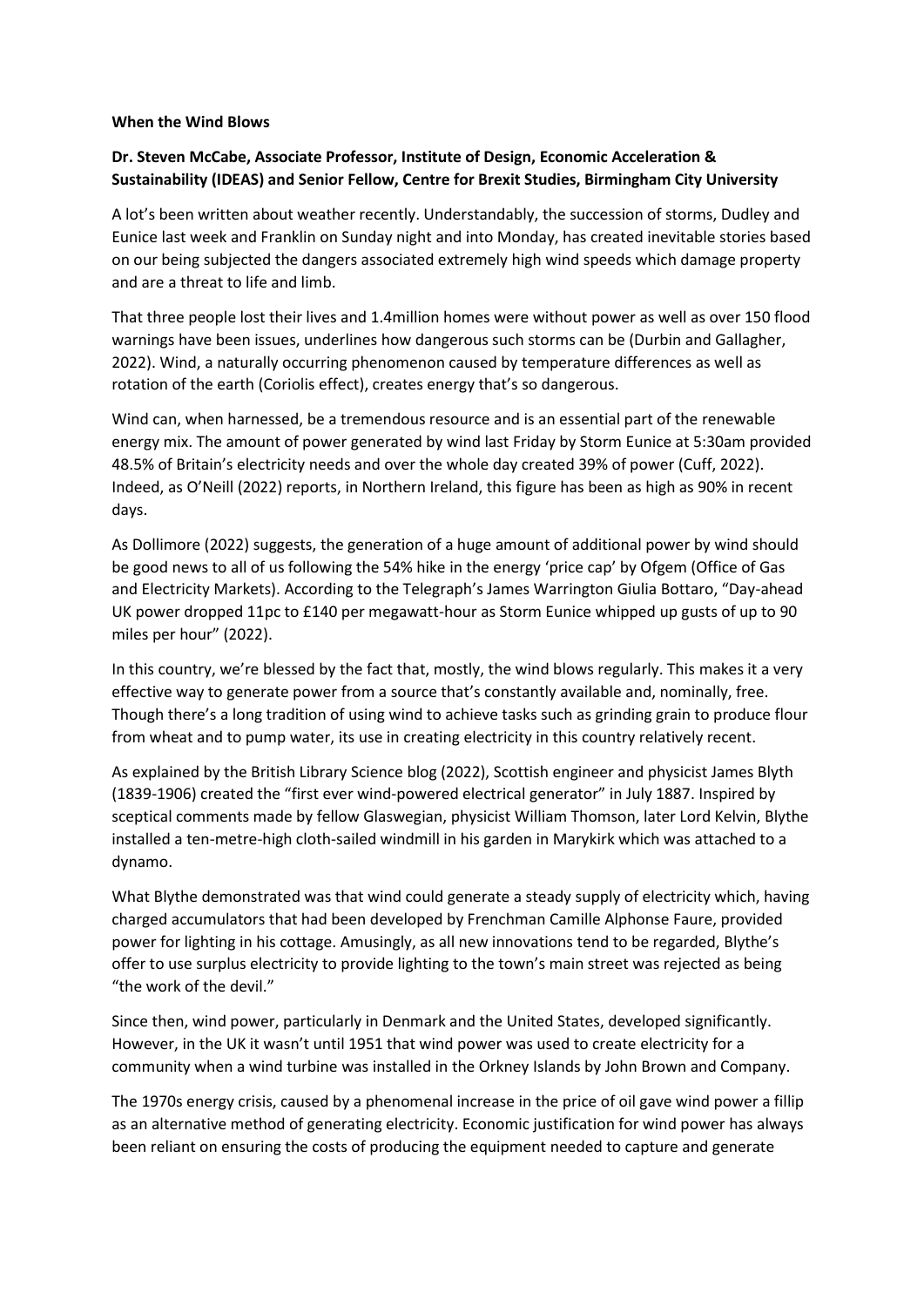**When the Wind Blows**

**Dr. Steven McCabe, Associate Professor, Institute of Design, Economic Acceleration & Sustainability (IDEAS) and Senior Fellow, Centre for Brexit Studies, Birmingham City University**

A lot's been written about weather recently. Understandably, the succession of storms, Dudley and Eunice last week and Franklin on Sunday night and into Monday, has created inevitable stories based on our being subjected the dangers associated extremely high wind speeds which damage property and are a threat to life and limb.

That three people lost their lives and 1.4million homes were without power as well as over 150 flood warnings have been issues, underlines how dangerous such storms can be (Durbin and Gallagher, 2022). Wind, a naturally occurring phenomenon caused by temperature differences as well as rotation of the earth (Coriolis effect), creates energy that's so dangerous.

Wind can, when harnessed, be a tremendous resource and is an essential part of the renewable energy mix. The amount of power generated by wind last Friday by Storm Eunice at 5:30am provided 48.5% of Britain's electricity needs and over the whole day created 39% of power (Cuff, 2022). Indeed, as O'Neill (2022) reports, in Northern Ireland, this figure has been as high as 90% in recent days.

As Dollimore (2022) suggests, the generation of a huge amount of additional power by wind should be good news to all of us following the 54% hike in the energy 'price cap' by Ofgem (Office of Gas and Electricity Markets). According to the Telegraph's James Warrington Giulia Bottaro, "Day-ahead UK power dropped 11pc to £140 per megawatt-hour as Storm Eunice whipped up gusts of up to 90 miles per hour" (2022).

In this country, we're blessed by the fact that, mostly, the wind blows regularly. This makes it a very effective way to generate power from a source that's constantly available and, nominally, free. Though there's a long tradition of using wind to achieve tasks such as grinding grain to produce flour from wheat and to pump water, its use in creating electricity in this country relatively recent.

As explained by the British Library Science blog (2022), Scottish engineer and physicist James Blyth (1839-1906) created the "first ever wind-powered electrical generator" in July 1887. Inspired by sceptical comments made by fellow Glaswegian, physicist William Thomson, later Lord Kelvin, Blythe installed a ten-metre-high cloth-sailed windmill in his garden in Marykirk which was attached to a dynamo.

What Blythe demonstrated was that wind could generate a steady supply of electricity which, having charged accumulators that had been developed by Frenchman Camille Alphonse Faure, provided power for lighting in his cottage. Amusingly, as all new innovations tend to be regarded, Blythe's offer to use surplus electricity to provide lighting to the town's main street was rejected as being "the work of the devil."

Since then, wind power, particularly in Denmark and the United States, developed significantly. However, in the UK it wasn't until 1951 that wind power was used to create electricity for a community when a wind turbine was installed in the Orkney Islands by John Brown and Company.

The 1970s energy crisis, caused by a phenomenal increase in the price of oil gave wind power a fillip as an alternative method of generating electricity. Economic justification for wind power has always been reliant on ensuring the costs of producing the equipment needed to capture and generate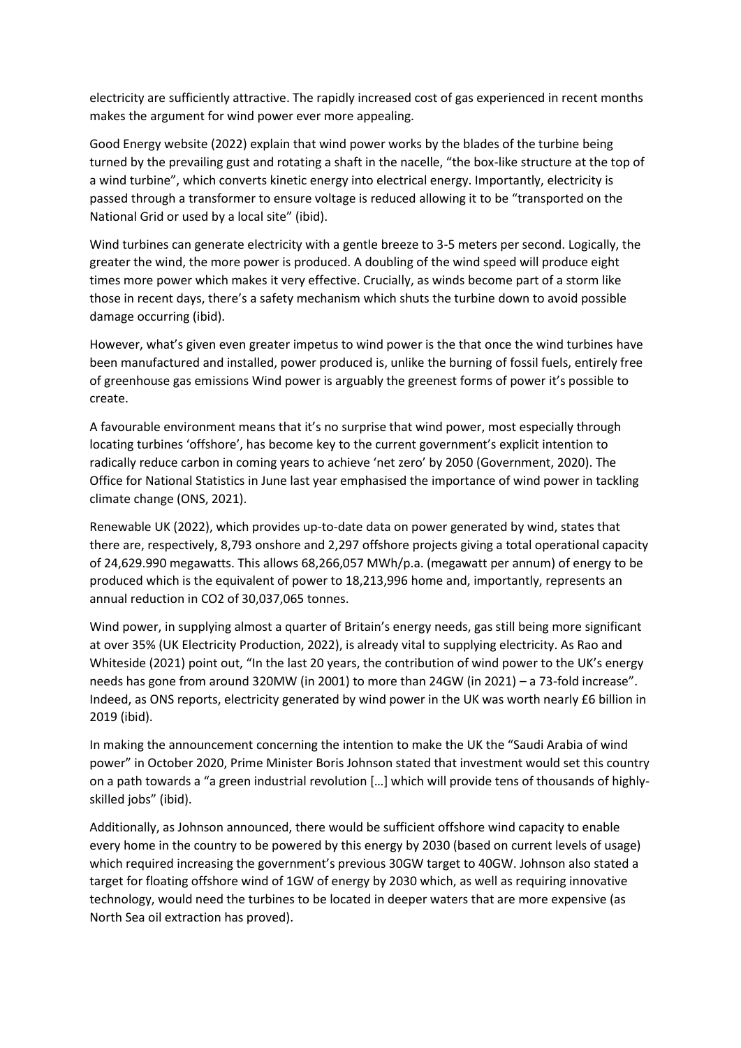electricity are sufficiently attractive. The rapidly increased cost of gas experienced in recent months makes the argument for wind power ever more appealing.

Good Energy website (2022) explain that wind power works by the blades of the turbine being turned by the prevailing gust and rotating a shaft in the nacelle, "the box-like structure at the top of a wind turbine", which converts kinetic energy into electrical energy. Importantly, electricity is passed through a transformer to ensure voltage is reduced allowing it to be "transported on the National Grid or used by a local site" (ibid).

Wind turbines can generate electricity with a gentle breeze to 3-5 meters per second. Logically, the greater the wind, the more power is produced. A doubling of the wind speed will produce eight times more power which makes it very effective. Crucially, as winds become part of a storm like those in recent days, there's a safety mechanism which shuts the turbine down to avoid possible damage occurring (ibid).

However, what's given even greater impetus to wind power is the that once the wind turbines have been manufactured and installed, power produced is, unlike the burning of fossil fuels, entirely free of greenhouse gas emissions Wind power is arguably the greenest forms of power it's possible to create.

A favourable environment means that it's no surprise that wind power, most especially through locating turbines 'offshore', has become key to the current government's explicit intention to radically reduce carbon in coming years to achieve 'net zero' by 2050 (Government, 2020). The Office for National Statistics in June last year emphasised the importance of wind power in tackling climate change (ONS, 2021).

Renewable UK (2022), which provides up-to-date data on power generated by wind, states that there are, respectively, 8,793 onshore and 2,297 offshore projects giving a total operational capacity of 24,629.990 megawatts. This allows 68,266,057 MWh/p.a. (megawatt per annum) of energy to be produced which is the equivalent of power to 18,213,996 home and, importantly, represents an annual reduction in CO2 of 30,037,065 tonnes.

Wind power, in supplying almost a quarter of Britain's energy needs, gas still being more significant at over 35% (UK Electricity Production, 2022), is already vital to supplying electricity. As Rao and Whiteside (2021) point out, "In the last 20 years, the contribution of wind power to the UK's energy needs has gone from around 320MW (in 2001) to more than 24GW (in 2021) – a 73-fold increase". Indeed, as ONS reports, electricity generated by wind power in the UK was worth nearly £6 billion in 2019 (ibid).

In making the announcement concerning the intention to make the UK the "Saudi Arabia of wind power" in October 2020, Prime Minister Boris Johnson stated that investment would set this country on a path towards a "a green industrial revolution […] which will provide tens of thousands of highly-skilled jobs" (ibid).

Additionally, as Johnson announced, there would be sufficient offshore wind capacity to enable every home in the country to be powered by this energy by 2030 (based on current levels of usage) which required increasing the government's previous 30GW target to 40GW. Johnson also stated a target for floating offshore wind of 1GW of energy by 2030 which, as well as requiring innovative technology, would need the turbines to be located in deeper waters that are more expensive (as North Sea oil extraction has proved).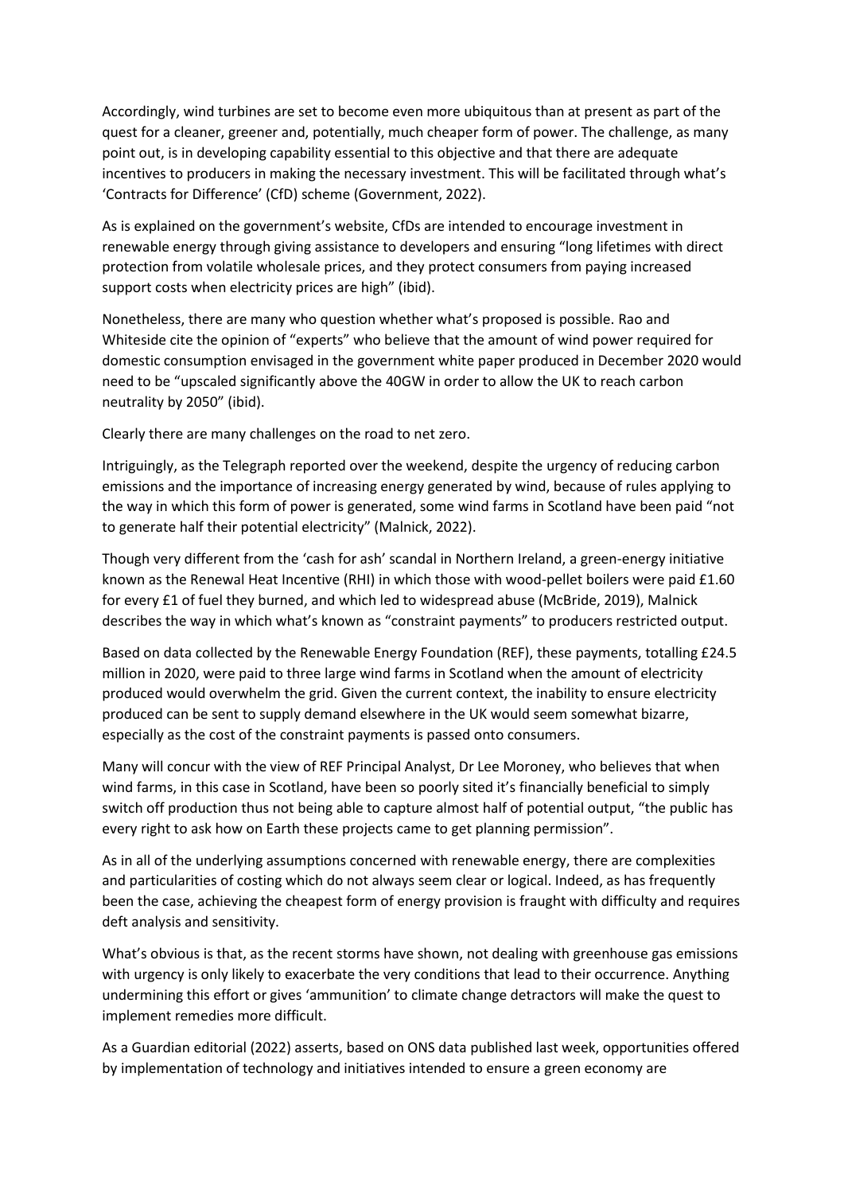Accordingly, wind turbines are set to become even more ubiquitous than at present as part of the quest for a cleaner, greener and, potentially, much cheaper form of power. The challenge, as many point out, is in developing capability essential to this objective and that there are adequate incentives to producers in making the necessary investment. This will be facilitated through what's 'Contracts for Difference' (CfD) scheme (Government, 2022).

As is explained on the government's website, CfDs are intended to encourage investment in renewable energy through giving assistance to developers and ensuring "long lifetimes with direct protection from volatile wholesale prices, and they protect consumers from paying increased support costs when electricity prices are high" (ibid).

Nonetheless, there are many who question whether what's proposed is possible. Rao and Whiteside cite the opinion of "experts" who believe that the amount of wind power required for domestic consumption envisaged in the government white paper produced in December 2020 would need to be "upscaled significantly above the 40GW in order to allow the UK to reach carbon neutrality by 2050" (ibid).

Clearly there are many challenges on the road to net zero.

Intriguingly, as the Telegraph reported over the weekend, despite the urgency of reducing carbon emissions and the importance of increasing energy generated by wind, because of rules applying to the way in which this form of power is generated, some wind farms in Scotland have been paid "not to generate half their potential electricity" (Malnick, 2022).

Though very different from the 'cash for ash' scandal in Northern Ireland, a green-energy initiative known as the Renewal Heat Incentive (RHI) in which those with wood-pellet boilers were paid £1.60 for every £1 of fuel they burned, and which led to widespread abuse (McBride, 2019), Malnick describes the way in which what's known as "constraint payments" to producers restricted output.

Based on data collected by the Renewable Energy Foundation (REF), these payments, totalling £24.5 million in 2020, were paid to three large wind farms in Scotland when the amount of electricity produced would overwhelm the grid. Given the current context, the inability to ensure electricity produced can be sent to supply demand elsewhere in the UK would seem somewhat bizarre, especially as the cost of the constraint payments is passed onto consumers.

Many will concur with the view of REF Principal Analyst, Dr Lee Moroney, who believes that when wind farms, in this case in Scotland, have been so poorly sited it's financially beneficial to simply switch off production thus not being able to capture almost half of potential output, "the public has every right to ask how on Earth these projects came to get planning permission".

As in all of the underlying assumptions concerned with renewable energy, there are complexities and particularities of costing which do not always seem clear or logical. Indeed, as has frequently been the case, achieving the cheapest form of energy provision is fraught with difficulty and requires deft analysis and sensitivity.

What's obvious is that, as the recent storms have shown, not dealing with greenhouse gas emissions with urgency is only likely to exacerbate the very conditions that lead to their occurrence. Anything undermining this effort or gives 'ammunition' to climate change detractors will make the quest to implement remedies more difficult.

As a Guardian editorial (2022) asserts, based on ONS data published last week, opportunities offered by implementation of technology and initiatives intended to ensure a green economy are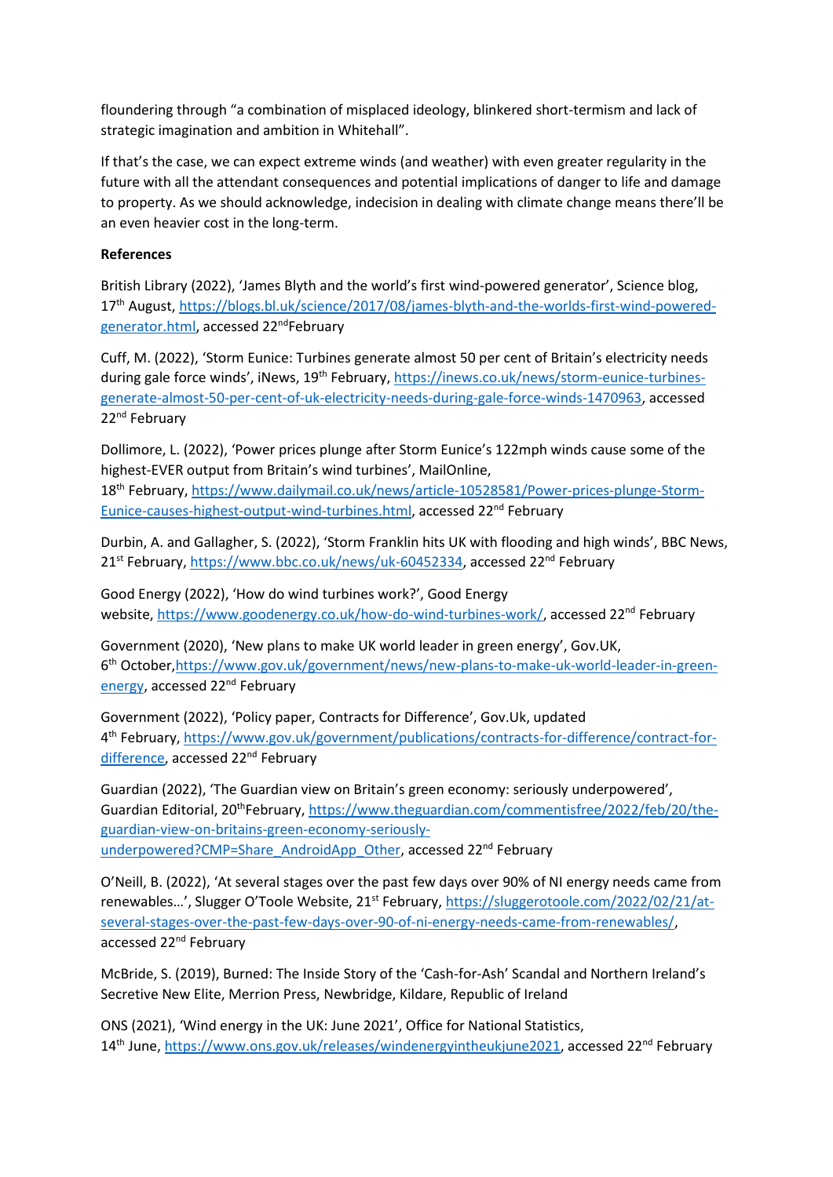floundering through "a combination of misplaced ideology, blinkered short-termism and lack of strategic imagination and ambition in Whitehall".

If that's the case, we can expect extreme winds (and weather) with even greater regularity in the future with all the attendant consequences and potential implications of danger to life and damage to property. As we should acknowledge, indecision in dealing with climate change means there'll be an even heavier cost in the long-term.

**References**

British Library (2022), 'James Blyth and the world's first wind-powered generator', Science blog, 17th August, https://blogs.bl.uk/science/2017/08/james-blyth-and-the-worlds-first-wind-powered-generator.html, accessed 22nd February

Cuff, M. (2022), 'Storm Eunice: Turbines generate almost 50 per cent of Britain's electricity needs during gale force winds', iNews, 19th February, https://inews.co.uk/news/storm-eunice-turbines-generate-almost-50-per-cent-of-uk-electricity-needs-during-gale-force-winds-1470963, accessed 22nd February

Dollimore, L. (2022), 'Power prices plunge after Storm Eunice's 122mph winds cause some of the highest-EVER output from Britain's wind turbines', MailOnline, 18th February, https://www.dailymail.co.uk/news/article-10528581/Power-prices-plunge-Storm-Eunice-causes-highest-output-wind-turbines.html, accessed 22nd February

Durbin, A. and Gallagher, S. (2022), 'Storm Franklin hits UK with flooding and high winds', BBC News, 21st February, https://www.bbc.co.uk/news/uk-60452334, accessed 22nd February

Good Energy (2022), 'How do wind turbines work?', Good Energy website, https://www.goodenergy.co.uk/how-do-wind-turbines-work/, accessed 22nd February

Government (2020), 'New plans to make UK world leader in green energy', Gov.UK, 6th October, https://www.gov.uk/government/news/new-plans-to-make-uk-world-leader-in-green-energy, accessed 22nd February

Government (2022), 'Policy paper, Contracts for Difference', Gov.Uk, updated 4th February, https://www.gov.uk/government/publications/contracts-for-difference/contract-for-difference, accessed 22nd February

Guardian (2022), 'The Guardian view on Britain's green economy: seriously underpowered', Guardian Editorial, 20th February, https://www.theguardian.com/commentisfree/2022/feb/20/the-guardian-view-on-britains-green-economy-seriously-underpowered?CMP=Share_AndroidApp_Other, accessed 22nd February

O'Neill, B. (2022), 'At several stages over the past few days over 90% of NI energy needs came from renewables…', Slugger O'Toole Website, 21st February, https://sluggerotoole.com/2022/02/21/at-several-stages-over-the-past-few-days-over-90-of-ni-energy-needs-came-from-renewables/, accessed 22nd February

McBride, S. (2019), Burned: The Inside Story of the 'Cash-for-Ash' Scandal and Northern Ireland's Secretive New Elite, Merrion Press, Newbridge, Kildare, Republic of Ireland

ONS (2021), 'Wind energy in the UK: June 2021', Office for National Statistics, 14th June, https://www.ons.gov.uk/releases/windenergyintheukjune2021, accessed 22nd February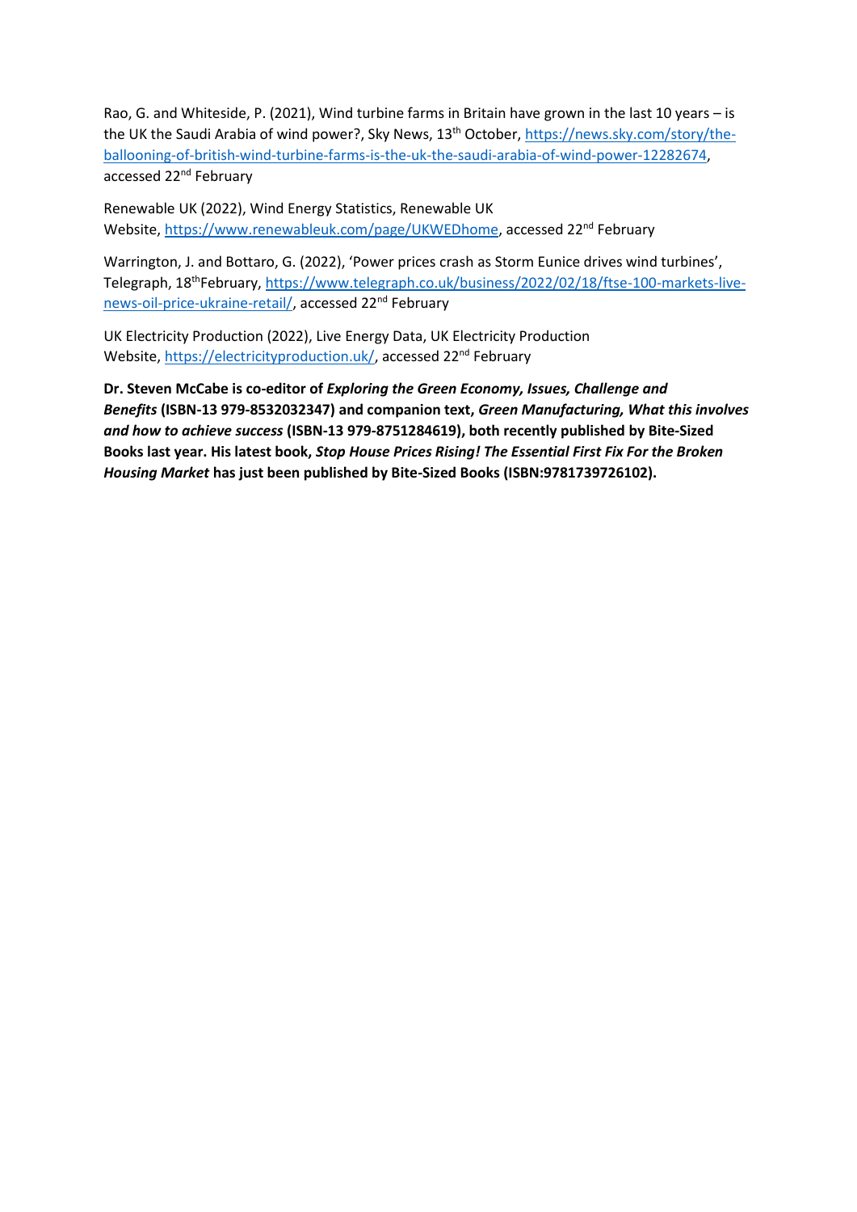Rao, G. and Whiteside, P. (2021), Wind turbine farms in Britain have grown in the last 10 years – is the UK the Saudi Arabia of wind power?, Sky News, 13th October, https://news.sky.com/story/the-ballooning-of-british-wind-turbine-farms-is-the-uk-the-saudi-arabia-of-wind-power-12282674, accessed 22nd February

Renewable UK (2022), Wind Energy Statistics, Renewable UK Website, https://www.renewableuk.com/page/UKWEDhome, accessed 22nd February

Warrington, J. and Bottaro, G. (2022), 'Power prices crash as Storm Eunice drives wind turbines', Telegraph, 18thFebruary, https://www.telegraph.co.uk/business/2022/02/18/ftse-100-markets-live-news-oil-price-ukraine-retail/, accessed 22nd February

UK Electricity Production (2022), Live Energy Data, UK Electricity Production Website, https://electricityproduction.uk/, accessed 22nd February

**Dr. Steven McCabe is co-editor of *Exploring the Green Economy, Issues, Challenge and Benefits* (ISBN-13 979-8532032347) and companion text, *Green Manufacturing, What this involves and how to achieve success* (ISBN-13 979-8751284619), both recently published by Bite-Sized Books last year. His latest book, *Stop House Prices Rising! The Essential First Fix For the Broken Housing Market* has just been published by Bite-Sized Books (ISBN:9781739726102).**